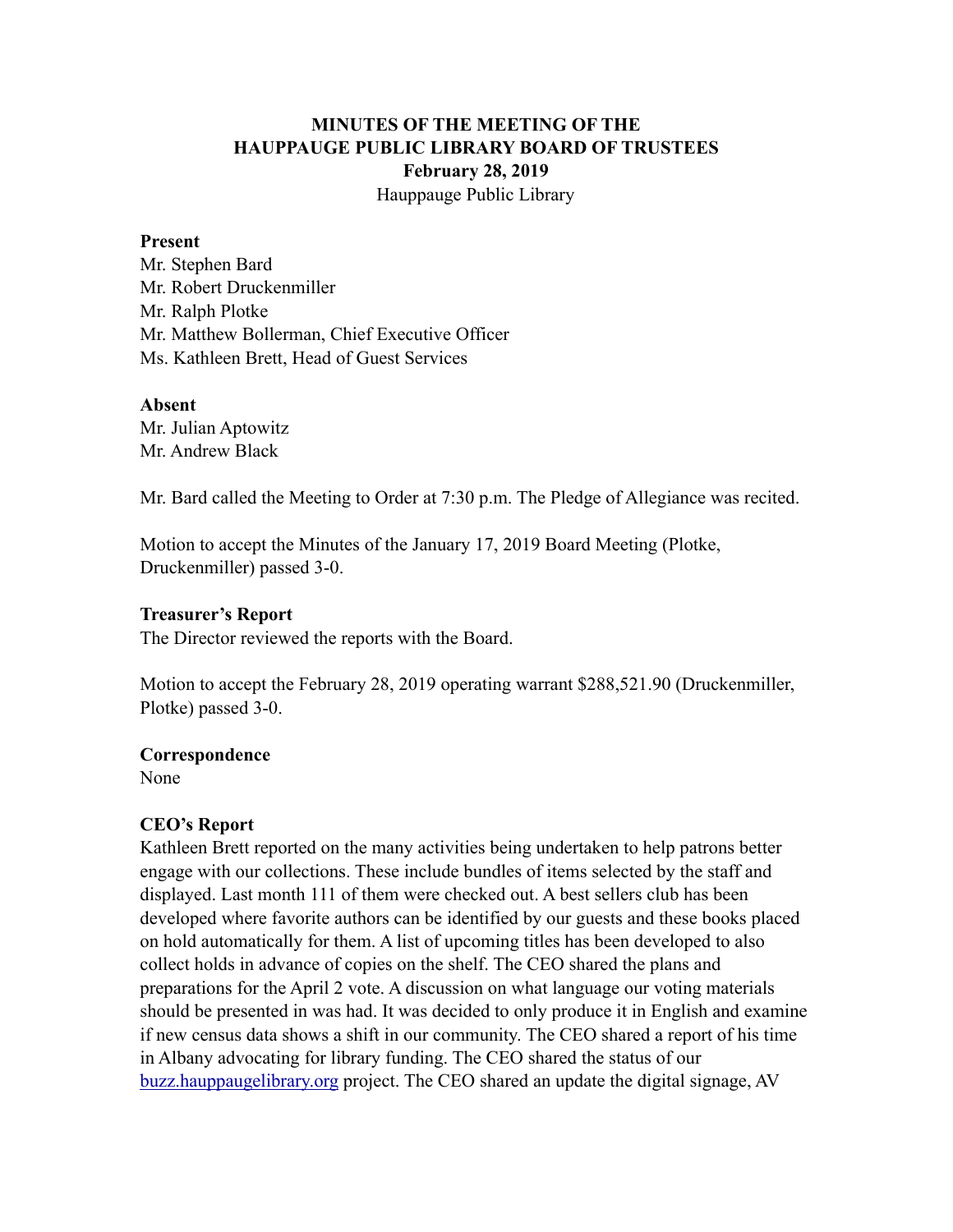**MINUTES OF THE MEETING OF THE**
**HAUPPAUGE PUBLIC LIBRARY BOARD OF TRUSTEES**
**February 28, 2019**
Hauppauge Public Library

**Present**
Mr. Stephen Bard
Mr. Robert Druckenmiller
Mr. Ralph Plotke
Mr. Matthew Bollerman, Chief Executive Officer
Ms. Kathleen Brett, Head of Guest Services

**Absent**
Mr. Julian Aptowitz
Mr. Andrew Black

Mr. Bard called the Meeting to Order at 7:30 p.m. The Pledge of Allegiance was recited.

Motion to accept the Minutes of the January 17, 2019 Board Meeting (Plotke, Druckenmiller) passed 3-0.

**Treasurer's Report**
The Director reviewed the reports with the Board.

Motion to accept the February 28, 2019 operating warrant $288,521.90 (Druckenmiller, Plotke) passed 3-0.

**Correspondence**
None

**CEO's Report**
Kathleen Brett reported on the many activities being undertaken to help patrons better engage with our collections. These include bundles of items selected by the staff and displayed. Last month 111 of them were checked out. A best sellers club has been developed where favorite authors can be identified by our guests and these books placed on hold automatically for them. A list of upcoming titles has been developed to also collect holds in advance of copies on the shelf. The CEO shared the plans and preparations for the April 2 vote. A discussion on what language our voting materials should be presented in was had. It was decided to only produce it in English and examine if new census data shows a shift in our community. The CEO shared a report of his time in Albany advocating for library funding. The CEO shared the status of our buzz.hauppaugelibrary.org project. The CEO shared an update the digital signage, AV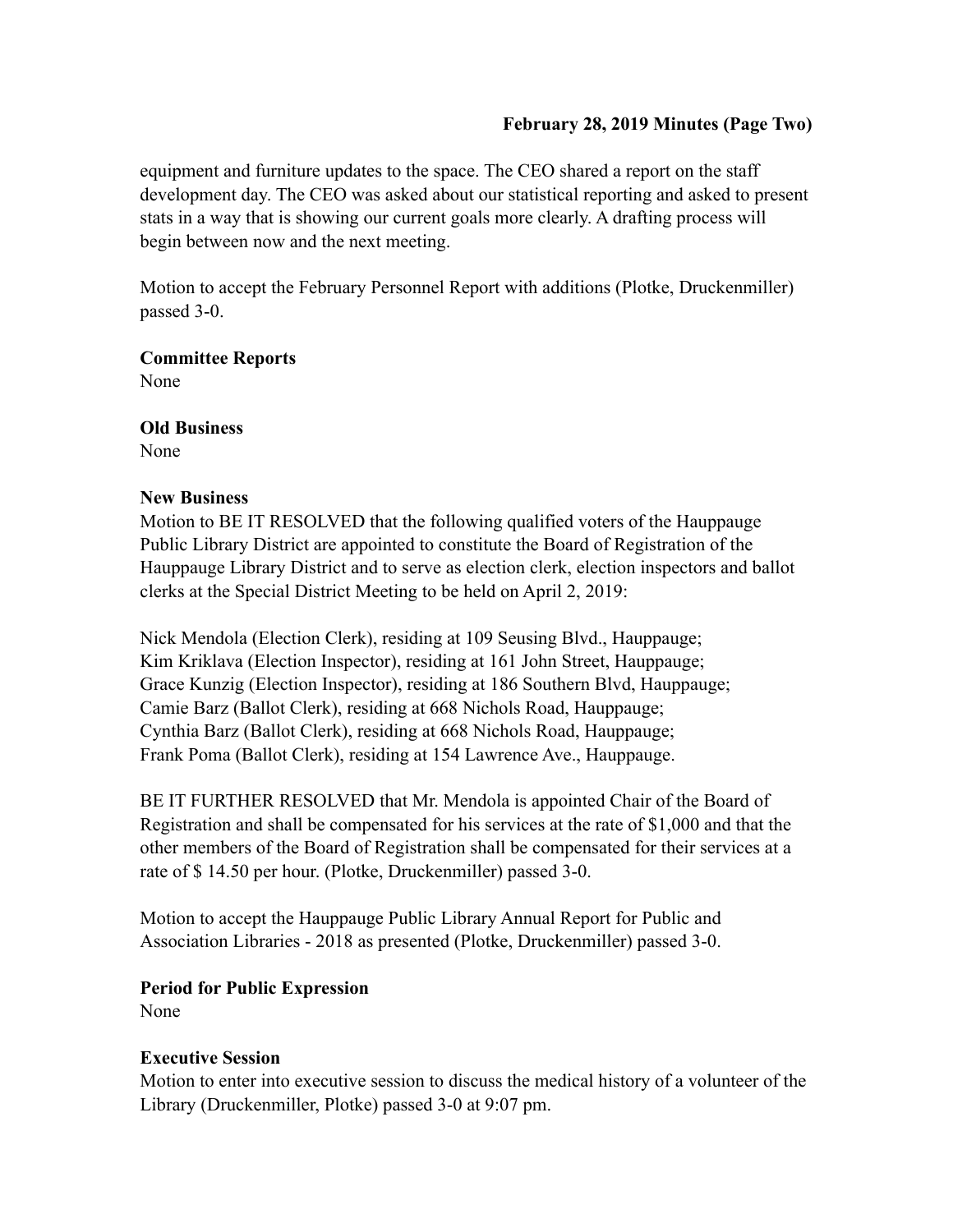equipment and furniture updates to the space. The CEO shared a report on the staff development day. The CEO was asked about our statistical reporting and asked to present stats in a way that is showing our current goals more clearly. A drafting process will begin between now and the next meeting.

Motion to accept the February Personnel Report with additions (Plotke, Druckenmiller) passed 3-0.

**Committee Reports**
None

**Old Business**
None

**New Business**
Motion to BE IT RESOLVED that the following qualified voters of the Hauppauge Public Library District are appointed to constitute the Board of Registration of the Hauppauge Library District and to serve as election clerk, election inspectors and ballot clerks at the Special District Meeting to be held on April 2, 2019:

Nick Mendola (Election Clerk), residing at 109 Seusing Blvd., Hauppauge;
Kim Kriklava (Election Inspector), residing at 161 John Street, Hauppauge;
Grace Kunzig (Election Inspector), residing at 186 Southern Blvd, Hauppauge;
Camie Barz (Ballot Clerk), residing at 668 Nichols Road, Hauppauge;
Cynthia Barz (Ballot Clerk), residing at 668 Nichols Road, Hauppauge;
Frank Poma (Ballot Clerk), residing at 154 Lawrence Ave., Hauppauge.

BE IT FURTHER RESOLVED that Mr. Mendola is appointed Chair of the Board of Registration and shall be compensated for his services at the rate of $1,000 and that the other members of the Board of Registration shall be compensated for their services at a rate of $ 14.50 per hour. (Plotke, Druckenmiller) passed 3-0.

Motion to accept the Hauppauge Public Library Annual Report for Public and Association Libraries - 2018 as presented (Plotke, Druckenmiller) passed 3-0.

**Period for Public Expression**
None

**Executive Session**
Motion to enter into executive session to discuss the medical history of a volunteer of the Library (Druckenmiller, Plotke) passed 3-0 at 9:07 pm.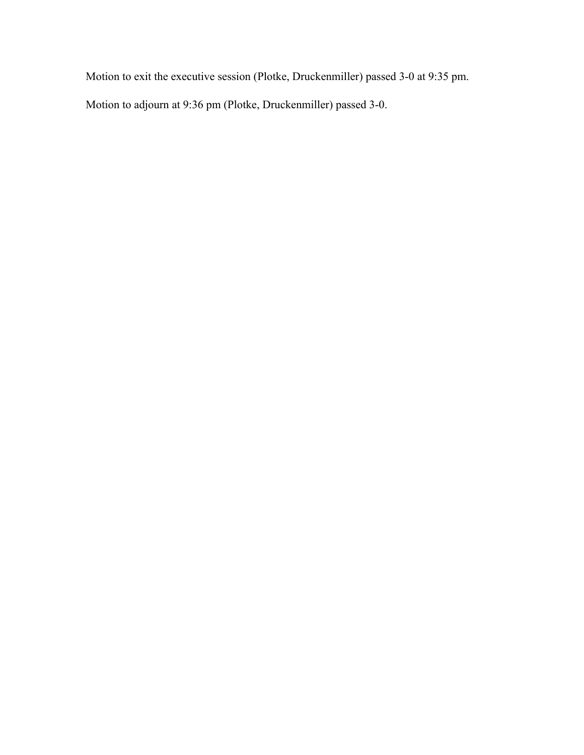Motion to exit the executive session (Plotke, Druckenmiller) passed 3-0 at 9:35 pm.

Motion to adjourn at 9:36 pm (Plotke, Druckenmiller) passed 3-0.